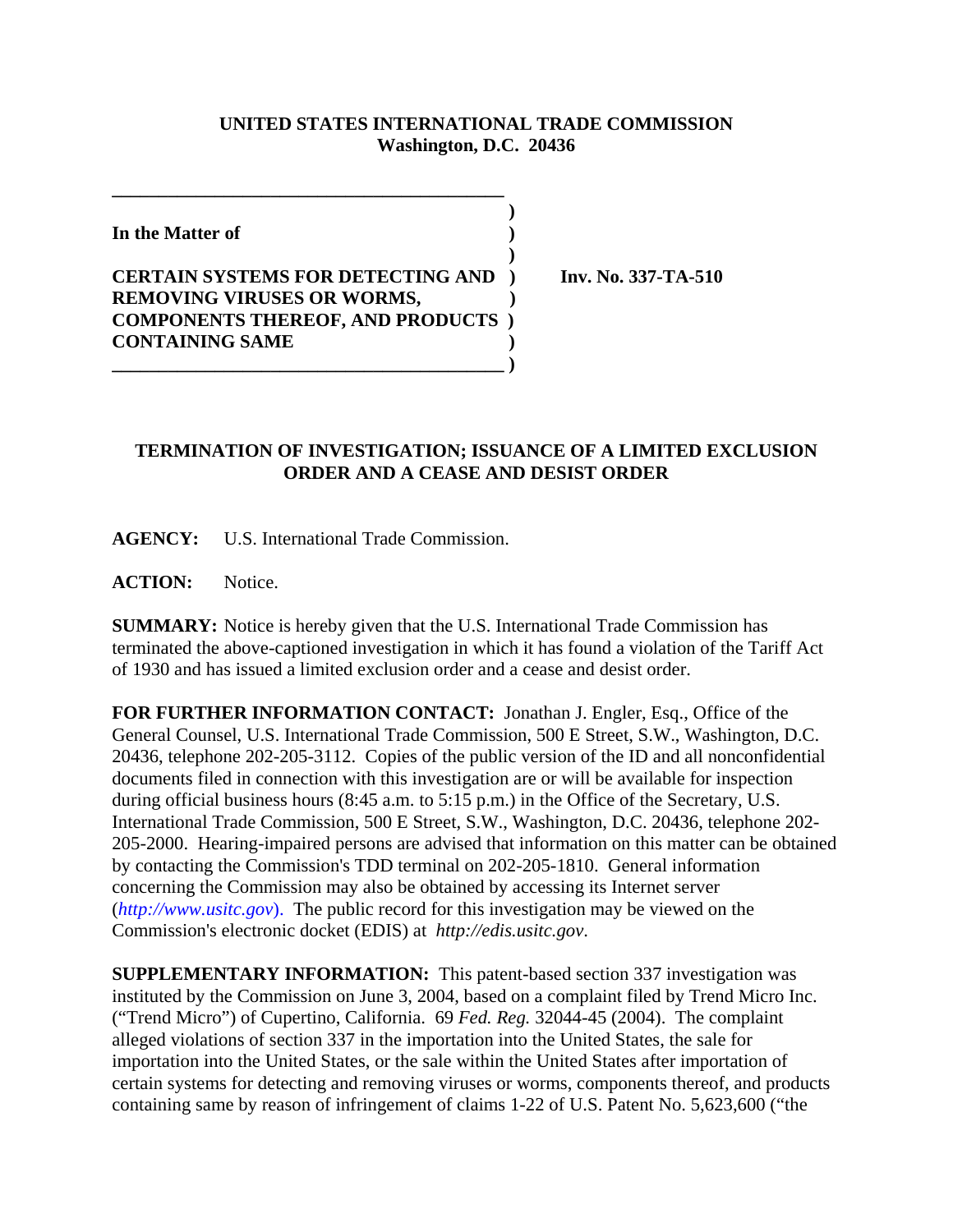**UNITED STATES INTERNATIONAL TRADE COMMISSION**
**Washington, D.C. 20436**

**In the Matter of**

**CERTAIN SYSTEMS FOR DETECTING AND REMOVING VIRUSES OR WORMS, COMPONENTS THEREOF, AND PRODUCTS CONTAINING SAME**

**Inv. No. 337-TA-510**

## TERMINATION OF INVESTIGATION; ISSUANCE OF A LIMITED EXCLUSION ORDER AND A CEASE AND DESIST ORDER

**AGENCY:** U.S. International Trade Commission.

**ACTION:** Notice.

**SUMMARY:** Notice is hereby given that the U.S. International Trade Commission has terminated the above-captioned investigation in which it has found a violation of the Tariff Act of 1930 and has issued a limited exclusion order and a cease and desist order.

**FOR FURTHER INFORMATION CONTACT:** Jonathan J. Engler, Esq., Office of the General Counsel, U.S. International Trade Commission, 500 E Street, S.W., Washington, D.C. 20436, telephone 202-205-3112. Copies of the public version of the ID and all nonconfidential documents filed in connection with this investigation are or will be available for inspection during official business hours (8:45 a.m. to 5:15 p.m.) in the Office of the Secretary, U.S. International Trade Commission, 500 E Street, S.W., Washington, D.C. 20436, telephone 202-205-2000. Hearing-impaired persons are advised that information on this matter can be obtained by contacting the Commission's TDD terminal on 202-205-1810. General information concerning the Commission may also be obtained by accessing its Internet server (*http://www.usitc.gov*). The public record for this investigation may be viewed on the Commission's electronic docket (EDIS) at *http://edis.usitc.gov*.

**SUPPLEMENTARY INFORMATION:** This patent-based section 337 investigation was instituted by the Commission on June 3, 2004, based on a complaint filed by Trend Micro Inc. ("Trend Micro") of Cupertino, California. 69 *Fed. Reg.* 32044-45 (2004). The complaint alleged violations of section 337 in the importation into the United States, the sale for importation into the United States, or the sale within the United States after importation of certain systems for detecting and removing viruses or worms, components thereof, and products containing same by reason of infringement of claims 1-22 of U.S. Patent No. 5,623,600 ("the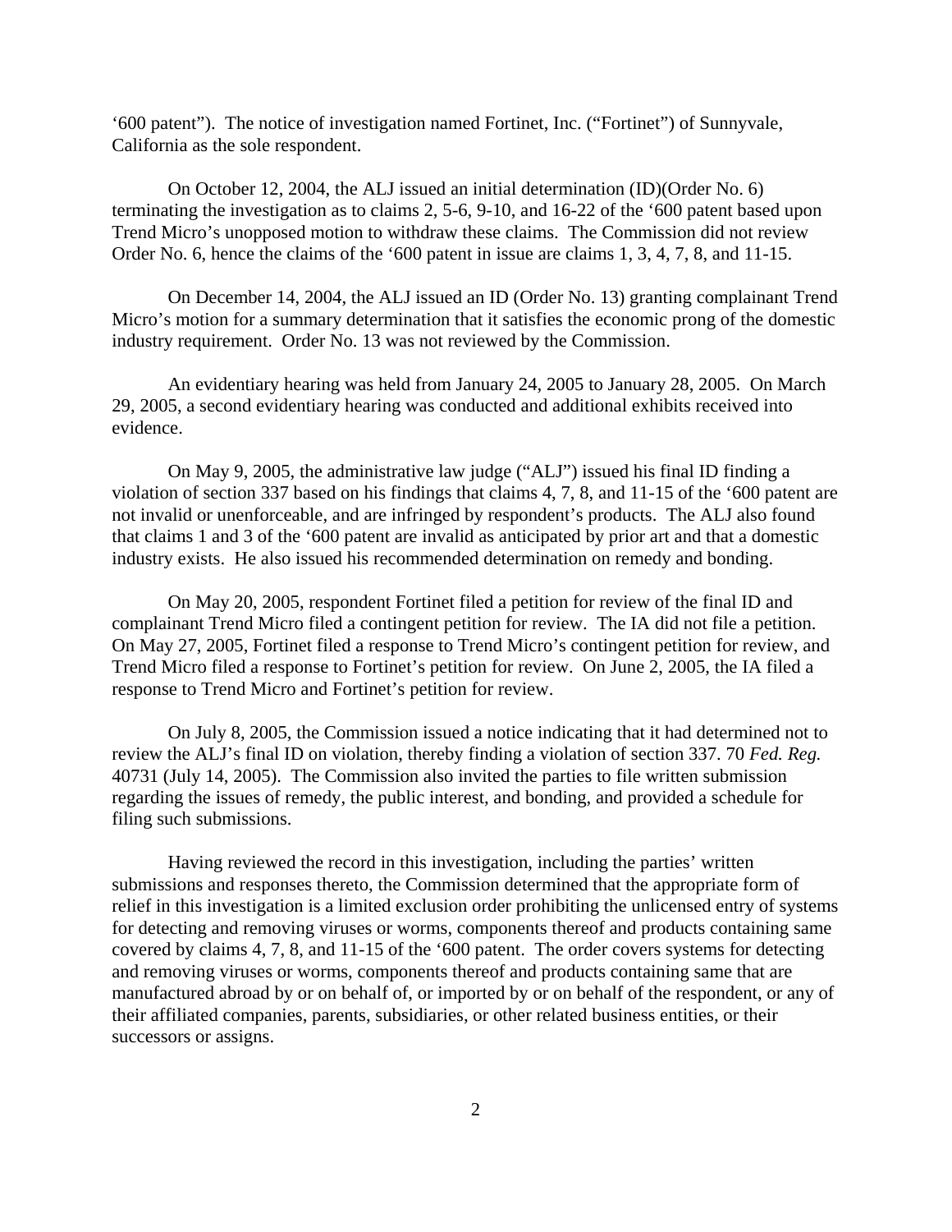'600 patent"). The notice of investigation named Fortinet, Inc. ("Fortinet") of Sunnyvale, California as the sole respondent.

On October 12, 2004, the ALJ issued an initial determination (ID)(Order No. 6) terminating the investigation as to claims 2, 5-6, 9-10, and 16-22 of the '600 patent based upon Trend Micro's unopposed motion to withdraw these claims. The Commission did not review Order No. 6, hence the claims of the '600 patent in issue are claims 1, 3, 4, 7, 8, and 11-15.

On December 14, 2004, the ALJ issued an ID (Order No. 13) granting complainant Trend Micro's motion for a summary determination that it satisfies the economic prong of the domestic industry requirement. Order No. 13 was not reviewed by the Commission.

An evidentiary hearing was held from January 24, 2005 to January 28, 2005. On March 29, 2005, a second evidentiary hearing was conducted and additional exhibits received into evidence.

On May 9, 2005, the administrative law judge ("ALJ") issued his final ID finding a violation of section 337 based on his findings that claims 4, 7, 8, and 11-15 of the '600 patent are not invalid or unenforceable, and are infringed by respondent's products. The ALJ also found that claims 1 and 3 of the '600 patent are invalid as anticipated by prior art and that a domestic industry exists. He also issued his recommended determination on remedy and bonding.

On May 20, 2005, respondent Fortinet filed a petition for review of the final ID and complainant Trend Micro filed a contingent petition for review. The IA did not file a petition. On May 27, 2005, Fortinet filed a response to Trend Micro's contingent petition for review, and Trend Micro filed a response to Fortinet's petition for review. On June 2, 2005, the IA filed a response to Trend Micro and Fortinet's petition for review.

On July 8, 2005, the Commission issued a notice indicating that it had determined not to review the ALJ's final ID on violation, thereby finding a violation of section 337. 70 *Fed. Reg.* 40731 (July 14, 2005). The Commission also invited the parties to file written submission regarding the issues of remedy, the public interest, and bonding, and provided a schedule for filing such submissions.

Having reviewed the record in this investigation, including the parties' written submissions and responses thereto, the Commission determined that the appropriate form of relief in this investigation is a limited exclusion order prohibiting the unlicensed entry of systems for detecting and removing viruses or worms, components thereof and products containing same covered by claims 4, 7, 8, and 11-15 of the '600 patent. The order covers systems for detecting and removing viruses or worms, components thereof and products containing same that are manufactured abroad by or on behalf of, or imported by or on behalf of the respondent, or any of their affiliated companies, parents, subsidiaries, or other related business entities, or their successors or assigns.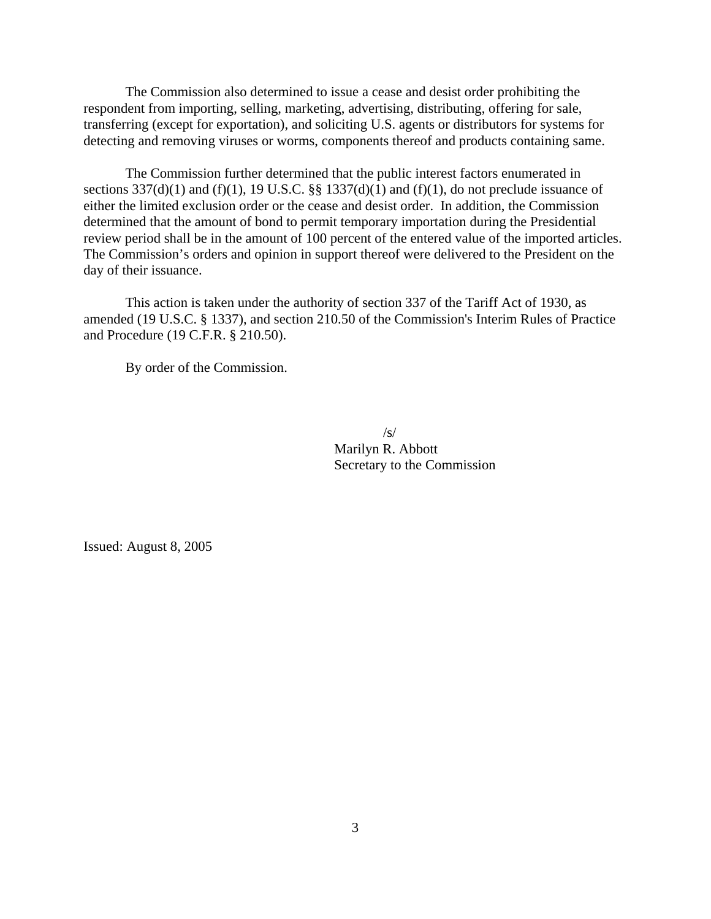The Commission also determined to issue a cease and desist order prohibiting the respondent from importing, selling, marketing, advertising, distributing, offering for sale, transferring (except for exportation), and soliciting U.S. agents or distributors for systems for detecting and removing viruses or worms, components thereof and products containing same.

The Commission further determined that the public interest factors enumerated in sections 337(d)(1) and (f)(1), 19 U.S.C. §§ 1337(d)(1) and (f)(1), do not preclude issuance of either the limited exclusion order or the cease and desist order. In addition, the Commission determined that the amount of bond to permit temporary importation during the Presidential review period shall be in the amount of 100 percent of the entered value of the imported articles. The Commission's orders and opinion in support thereof were delivered to the President on the day of their issuance.

This action is taken under the authority of section 337 of the Tariff Act of 1930, as amended (19 U.S.C. § 1337), and section 210.50 of the Commission's Interim Rules of Practice and Procedure (19 C.F.R. § 210.50).

By order of the Commission.

/s/
Marilyn R. Abbott
Secretary to the Commission

Issued: August 8, 2005